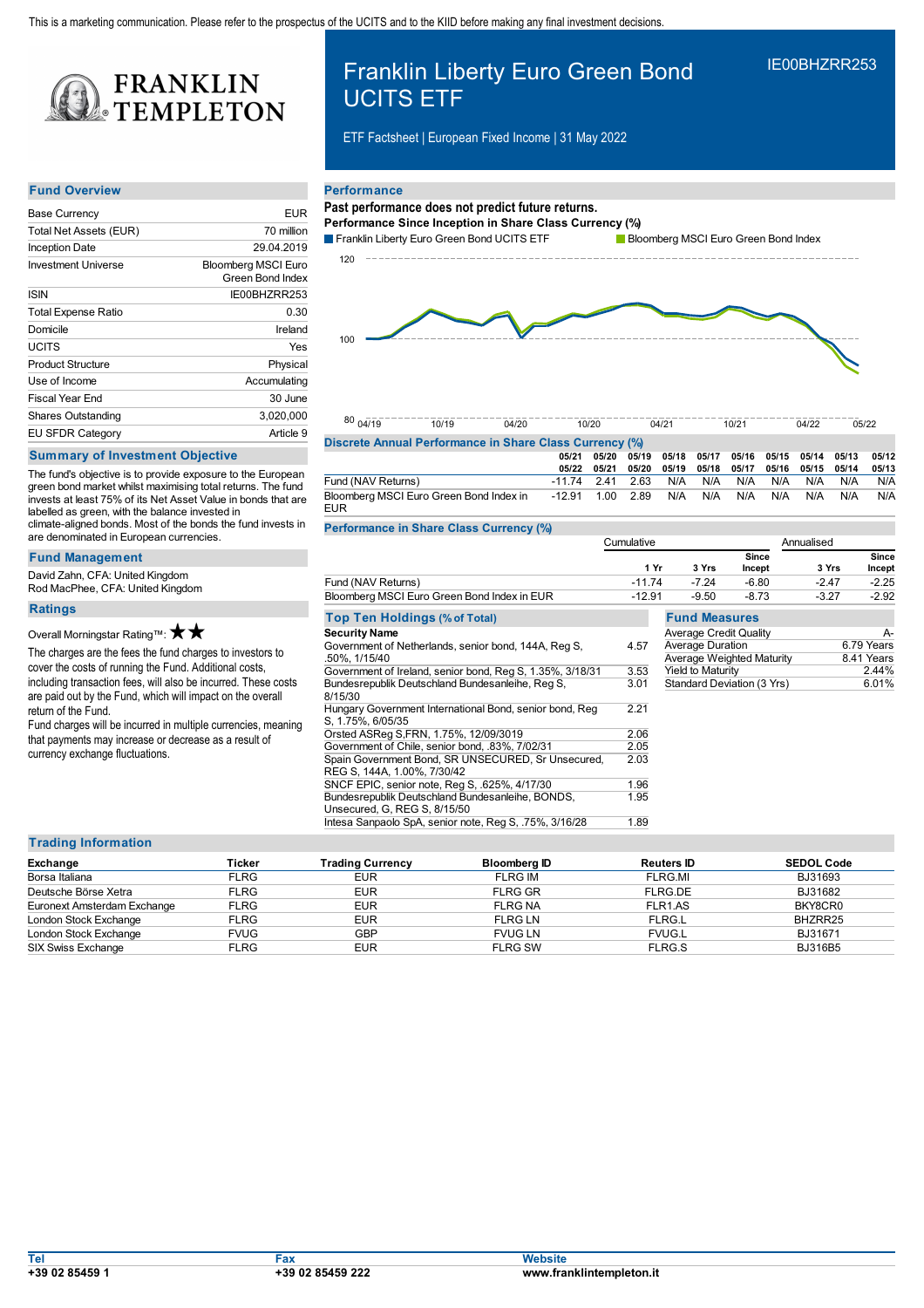This is a marketing communication. Please refer to the prospectus of the UCITS and to the KIID before making any final investment decisions.

FRANKLIN TEMPLETON

# Franklin Liberty Euro Green Bond UCITS ETF

IE00BHZRR253

ETF Factsheet | European Fixed Income | 31 May 2022

## Fund Overview

| | |
|---|---|
| Base Currency | EUR |
| Total Net Assets (EUR) | 70 million |
| Inception Date | 29.04.2019 |
| Investment Universe | Bloomberg MSCI Euro Green Bond Index |
| ISIN | IE00BHZRR253 |
| Total Expense Ratio | 0.30 |
| Domicile | Ireland |
| UCITS | Yes |
| Product Structure | Physical |
| Use of Income | Accumulating |
| Fiscal Year End | 30 June |
| Shares Outstanding | 3,020,000 |
| EU SFDR Category | Article 9 |

## Summary of Investment Objective

The fund's objective is to provide exposure to the European green bond market whilst maximising total returns. The fund invests at least 75% of its Net Asset Value in bonds that are labelled as green, with the balance invested in climate-aligned bonds. Most of the bonds the fund invests in are denominated in European currencies.

## Fund Management

David Zahn, CFA: United Kingdom
Rod MacPhee, CFA: United Kingdom

## Ratings

Overall Morningstar Rating™: ★★

The charges are the fees the fund charges to investors to cover the costs of running the Fund. Additional costs, including transaction fees, will also be incurred. These costs are paid out by the Fund, which will impact on the overall return of the Fund.

Fund charges will be incurred in multiple currencies, meaning that payments may increase or decrease as a result of currency exchange fluctuations.

## Performance

**Past performance does not predict future returns.**

**Performance Since Inception in Share Class Currency (%)**

Franklin Liberty Euro Green Bond UCITS ETF | Bloomberg MSCI Euro Green Bond Index

### Discrete Annual Performance in Share Class Currency (%)

| | 05/21 05/22 | 05/20 05/21 | 05/19 05/20 | 05/18 05/19 | 05/17 05/18 | 05/16 05/17 | 05/15 05/16 | 05/14 05/15 | 05/13 05/14 | 05/12 05/13 |
|---|---|---|---|---|---|---|---|---|---|---|
| Fund (NAV Returns) | -11.74 | 2.41 | 2.63 | N/A | N/A | N/A | N/A | N/A | N/A | N/A |
| Bloomberg MSCI Euro Green Bond Index in EUR | -12.91 | 1.00 | 2.89 | N/A | N/A | N/A | N/A | N/A | N/A | N/A |

### Performance in Share Class Currency (%)

| | Cumulative | | | Annualised | |
|---|---|---|---|---|---|
| | 1 Yr | 3 Yrs | Since Incept | 3 Yrs | Since Incept |
| Fund (NAV Returns) | -11.74 | -7.24 | -6.80 | -2.47 | -2.25 |
| Bloomberg MSCI Euro Green Bond Index in EUR | -12.91 | -9.50 | -8.73 | -3.27 | -2.92 |

## Top Ten Holdings (% of Total)

| Security Name | |
|---|---|
| Government of Netherlands, senior bond, 144A, Reg S, .50%, 1/15/40 | 4.57 |
| Government of Ireland, senior bond, Reg S, 1.35%, 3/18/31 | 3.53 |
| Bundesrepublik Deutschland Bundesanleihe, Reg S, 8/15/30 | 3.01 |
| Hungary Government International Bond, senior bond, Reg S, 1.75%, 6/05/35 | 2.21 |
| Orsted ASReg S,FRN, 1.75%, 12/09/3019 | 2.06 |
| Government of Chile, senior bond, .83%, 7/02/31 | 2.05 |
| Spain Government Bond, SR UNSECURED, Sr Unsecured, REG S, 144A, 1.00%, 7/30/42 | 2.03 |
| SNCF EPIC, senior note, Reg S, .625%, 4/17/30 | 1.96 |
| Bundesrepublik Deutschland Bundesanleihe, BONDS, Unsecured, G, REG S, 8/15/50 | 1.95 |
| Intesa Sanpaolo SpA, senior note, Reg S, .75%, 3/16/28 | 1.89 |

## Fund Measures

| | |
|---|---|
| Average Credit Quality | A- |
| Average Duration | 6.79 Years |
| Average Weighted Maturity | 8.41 Years |
| Yield to Maturity | 2.44% |
| Standard Deviation (3 Yrs) | 6.01% |

## Trading Information

| Exchange | Ticker | Trading Currency | Bloomberg ID | Reuters ID | SEDOL Code |
|---|---|---|---|---|---|
| Borsa Italiana | FLRG | EUR | FLRG IM | FLRG.MI | BJ31693 |
| Deutsche Börse Xetra | FLRG | EUR | FLRG GR | FLRG.DE | BJ31682 |
| Euronext Amsterdam Exchange | FLRG | EUR | FLRG NA | FLR1.AS | BKY8CR0 |
| London Stock Exchange | FLRG | EUR | FLRG LN | FLRG.L | BHZRR25 |
| London Stock Exchange | FVUG | GBP | FVUG LN | FVUG.L | BJ31671 |
| SIX Swiss Exchange | FLRG | EUR | FLRG SW | FLRG.S | BJ316B5 |

| Tel | Fax | Website |
|---|---|---|
| +39 02 85459 1 | +39 02 85459 222 | www.franklintempleton.it |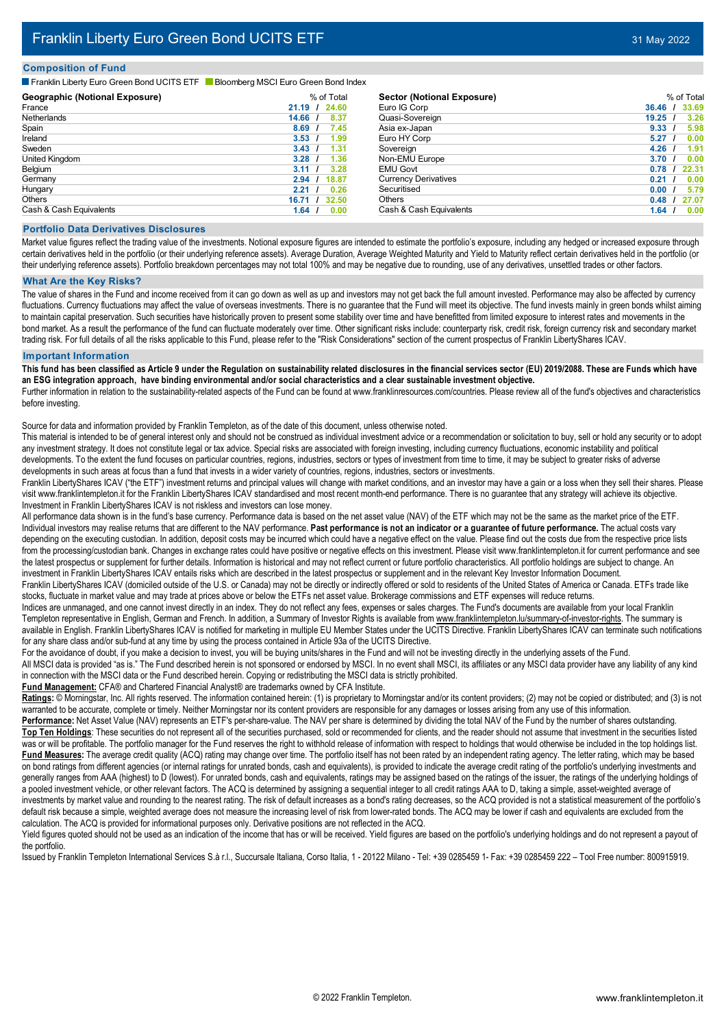# Franklin Liberty Euro Green Bond UCITS ETF

31 May 2022

## Composition of Fund

Franklin Liberty Euro Green Bond UCITS ETF / Bloomberg MSCI Euro Green Bond Index

| Geographic (Notional Exposure) | % of Total |
|---|---|
| France | 21.19 / 24.60 |
| Netherlands | 14.66 / 8.37 |
| Spain | 8.69 / 7.45 |
| Ireland | 3.53 / 1.99 |
| Sweden | 3.43 / 1.31 |
| United Kingdom | 3.28 / 1.36 |
| Belgium | 3.11 / 3.28 |
| Germany | 2.94 / 18.87 |
| Hungary | 2.21 / 0.26 |
| Others | 16.71 / 32.50 |
| Cash & Cash Equivalents | 1.64 / 0.00 |

| Sector (Notional Exposure) | % of Total |
|---|---|
| Euro IG Corp | 36.46 / 33.69 |
| Quasi-Sovereign | 19.25 / 3.26 |
| Asia ex-Japan | 9.33 / 5.98 |
| Euro HY Corp | 5.27 / 0.00 |
| Sovereign | 4.26 / 1.91 |
| Non-EMU Europe | 3.70 / 0.00 |
| EMU Govt | 0.78 / 22.31 |
| Currency Derivatives | 0.21 / 0.00 |
| Securitised | 0.00 / 5.79 |
| Others | 0.48 / 27.07 |
| Cash & Cash Equivalents | 1.64 / 0.00 |

## Portfolio Data Derivatives Disclosures

Market value figures reflect the trading value of the investments. Notional exposure figures are intended to estimate the portfolio's exposure, including any hedged or increased exposure through certain derivatives held in the portfolio (or their underlying reference assets). Average Duration, Average Weighted Maturity and Yield to Maturity reflect certain derivatives held in the portfolio (or their underlying reference assets). Portfolio breakdown percentages may not total 100% and may be negative due to rounding, use of any derivatives, unsettled trades or other factors.

## What Are the Key Risks?

The value of shares in the Fund and income received from it can go down as well as up and investors may not get back the full amount invested. Performance may also be affected by currency fluctuations. Currency fluctuations may affect the value of overseas investments. There is no guarantee that the Fund will meet its objective. The fund invests mainly in green bonds whilst aiming to maintain capital preservation. Such securities have historically proven to present some stability over time and have benefitted from limited exposure to interest rates and movements in the bond market. As a result the performance of the fund can fluctuate moderately over time. Other significant risks include: counterparty risk, credit risk, foreign currency risk and secondary market trading risk. For full details of all the risks applicable to this Fund, please refer to the "Risk Considerations" section of the current prospectus of Franklin LibertyShares ICAV.

## Important Information

**This fund has been classified as Article 9 under the Regulation on sustainability related disclosures in the financial services sector (EU) 2019/2088. These are Funds which have an ESG integration approach, have binding environmental and/or social characteristics and a clear sustainable investment objective.**

Further information in relation to the sustainability-related aspects of the Fund can be found at www.franklinresources.com/countries. Please review all of the fund's objectives and characteristics before investing.

Source for data and information provided by Franklin Templeton, as of the date of this document, unless otherwise noted.

This material is intended to be of general interest only and should not be construed as individual investment advice or a recommendation or solicitation to buy, sell or hold any security or to adopt any investment strategy. It does not constitute legal or tax advice. Special risks are associated with foreign investing, including currency fluctuations, economic instability and political developments. To the extent the fund focuses on particular countries, regions, industries, sectors or types of investment from time to time, it may be subject to greater risks of adverse developments in such areas at focus than a fund that invests in a wider variety of countries, regions, industries, sectors or investments.

Franklin LibertyShares ICAV ("the ETF") investment returns and principal values will change with market conditions, and an investor may have a gain or a loss when they sell their shares. Please visit www.franklintempleton.it for the Franklin LibertyShares ICAV standardised and most recent month-end performance. There is no guarantee that any strategy will achieve its objective. Investment in Franklin LibertyShares ICAV is not riskless and investors can lose money.

All performance data shown is in the fund's base currency. Performance data is based on the net asset value (NAV) of the ETF which may not be the same as the market price of the ETF. Individual investors may realise returns that are different to the NAV performance. **Past performance is not an indicator or a guarantee of future performance.** The actual costs vary depending on the executing custodian. In addition, deposit costs may be incurred which could have a negative effect on the value. Please find out the costs due from the respective price lists from the processing/custodian bank. Changes in exchange rates could have positive or negative effects on this investment. Please visit www.franklintempleton.it for current performance and see the latest prospectus or supplement for further details. Information is historical and may not reflect current or future portfolio characteristics. All portfolio holdings are subject to change. An investment in Franklin LibertyShares ICAV entails risks which are described in the latest prospectus or supplement and in the relevant Key Investor Information Document.

Franklin LibertyShares ICAV (domiciled outside of the U.S. or Canada) may not be directly or indirectly offered or sold to residents of the United States of America or Canada. ETFs trade like stocks, fluctuate in market value and may trade at prices above or below the ETFs net asset value. Brokerage commissions and ETF expenses will reduce returns.

Indices are unmanaged, and one cannot invest directly in an index. They do not reflect any fees, expenses or sales charges. The Fund's documents are available from your local Franklin Templeton representative in English, German and French. In addition, a Summary of Investor Rights is available from www.franklintempleton.lu/summary-of-investor-rights. The summary is available in English. Franklin LibertyShares ICAV is notified for marketing in multiple EU Member States under the UCITS Directive. Franklin LibertyShares ICAV can terminate such notifications for any share class and/or sub-fund at any time by using the process contained in Article 93a of the UCITS Directive.

For the avoidance of doubt, if you make a decision to invest, you will be buying units/shares in the Fund and will not be investing directly in the underlying assets of the Fund.

All MSCI data is provided "as is." The Fund described herein is not sponsored or endorsed by MSCI. In no event shall MSCI, its affiliates or any MSCI data provider have any liability of any kind in connection with the MSCI data or the Fund described herein. Copying or redistributing the MSCI data is strictly prohibited.

**Fund Management:** CFA® and Chartered Financial Analyst® are trademarks owned by CFA Institute.

**Ratings:** © Morningstar, Inc. All rights reserved. The information contained herein: (1) is proprietary to Morningstar and/or its content providers; (2) may not be copied or distributed; and (3) is not warranted to be accurate, complete or timely. Neither Morningstar nor its content providers are responsible for any damages or losses arising from any use of this information.

**Performance:** Net Asset Value (NAV) represents an ETF's per-share-value. The NAV per share is determined by dividing the total NAV of the Fund by the number of shares outstanding.

**Top Ten Holdings**: These securities do not represent all of the securities purchased, sold or recommended for clients, and the reader should not assume that investment in the securities listed was or will be profitable. The portfolio manager for the Fund reserves the right to withhold release of information with respect to holdings that would otherwise be included in the top holdings list.

**Fund Measures:** The average credit quality (ACQ) rating may change over time. The portfolio itself has not been rated by an independent rating agency. The letter rating, which may be based on bond ratings from different agencies (or internal ratings for unrated bonds, cash and equivalents), is provided to indicate the average credit rating of the portfolio's underlying investments and generally ranges from AAA (highest) to D (lowest). For unrated bonds, cash and equivalents, ratings may be assigned based on the ratings of the issuer, the ratings of the underlying holdings of a pooled investment vehicle, or other relevant factors. The ACQ is determined by assigning a sequential integer to all credit ratings AAA to D, taking a simple, asset-weighted average of investments by market value and rounding to the nearest rating. The risk of default increases as a bond's rating decreases, so the ACQ provided is not a statistical measurement of the portfolio's default risk because a simple, weighted average does not measure the increasing level of risk from lower-rated bonds. The ACQ may be lower if cash and equivalents are excluded from the calculation. The ACQ is provided for informational purposes only. Derivative positions are not reflected in the ACQ.

Yield figures quoted should not be used as an indication of the income that has or will be received. Yield figures are based on the portfolio's underlying holdings and do not represent a payout of the portfolio.

Issued by Franklin Templeton International Services S.à r.l., Succursale Italiana, Corso Italia, 1 - 20122 Milano - Tel: +39 0285459 1- Fax: +39 0285459 222 – Tool Free number: 800915919.

© 2022 Franklin Templeton.

www.franklintempleton.it